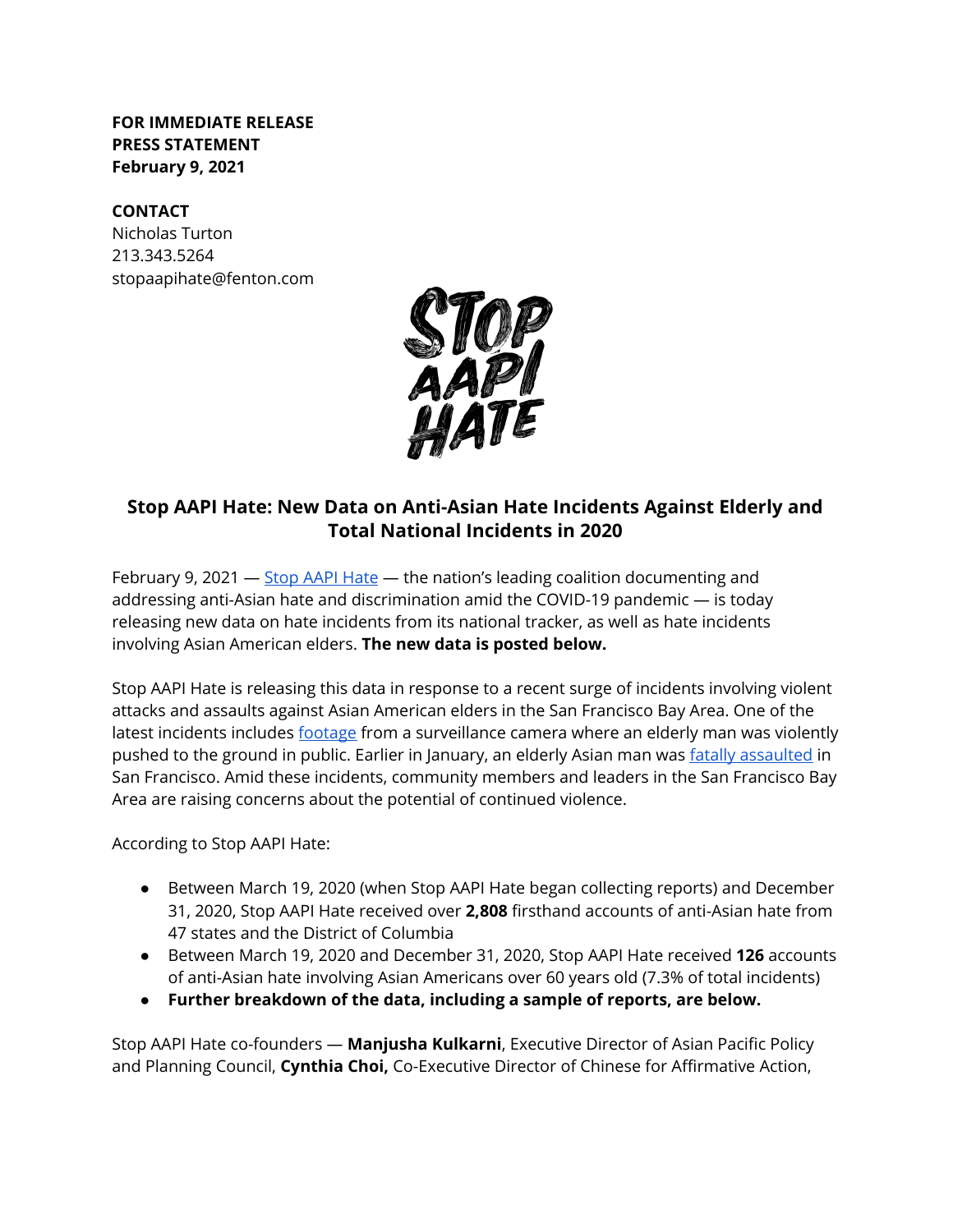**FOR IMMEDIATE RELEASE**
**PRESS STATEMENT**
**February 9, 2021**

**CONTACT**
Nicholas Turton
213.343.5264
stopaapihate@fenton.com

## Stop AAPI Hate: New Data on Anti-Asian Hate Incidents Against Elderly and Total National Incidents in 2020

February 9, 2021 — Stop AAPI Hate — the nation's leading coalition documenting and addressing anti-Asian hate and discrimination amid the COVID-19 pandemic — is today releasing new data on hate incidents from its national tracker, as well as hate incidents involving Asian American elders. **The new data is posted below.**

Stop AAPI Hate is releasing this data in response to a recent surge of incidents involving violent attacks and assaults against Asian American elders in the San Francisco Bay Area. One of the latest incidents includes footage from a surveillance camera where an elderly man was violently pushed to the ground in public. Earlier in January, an elderly Asian man was fatally assaulted in San Francisco. Amid these incidents, community members and leaders in the San Francisco Bay Area are raising concerns about the potential of continued violence.

According to Stop AAPI Hate:

- Between March 19, 2020 (when Stop AAPI Hate began collecting reports) and December 31, 2020, Stop AAPI Hate received over **2,808** firsthand accounts of anti-Asian hate from 47 states and the District of Columbia
- Between March 19, 2020 and December 31, 2020, Stop AAPI Hate received **126** accounts of anti-Asian hate involving Asian Americans over 60 years old (7.3% of total incidents)
- **Further breakdown of the data, including a sample of reports, are below.**

Stop AAPI Hate co-founders — **Manjusha Kulkarni**, Executive Director of Asian Pacific Policy and Planning Council, **Cynthia Choi,** Co-Executive Director of Chinese for Affirmative Action,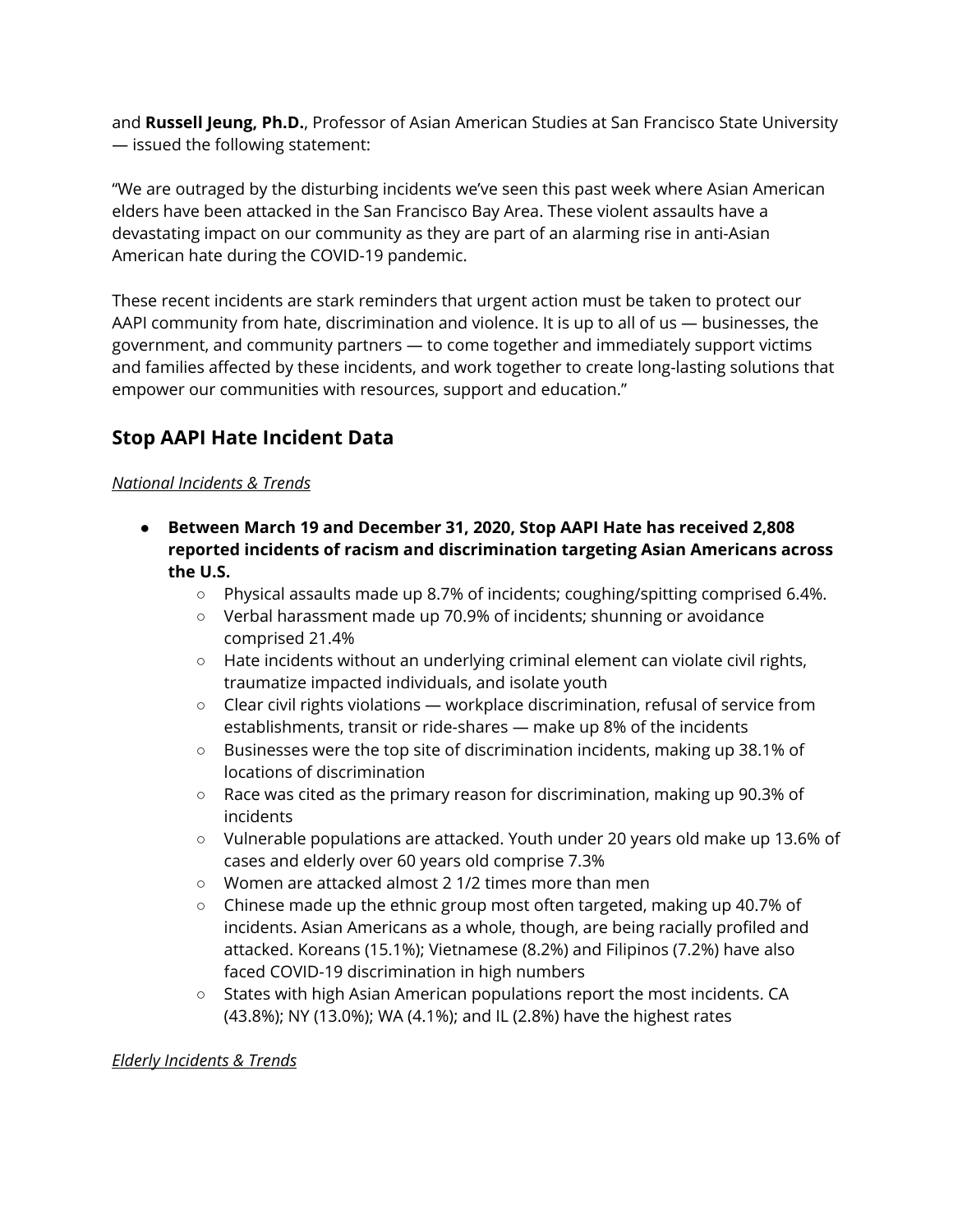and **Russell Jeung, Ph.D.**, Professor of Asian American Studies at San Francisco State University — issued the following statement:

"We are outraged by the disturbing incidents we've seen this past week where Asian American elders have been attacked in the San Francisco Bay Area. These violent assaults have a devastating impact on our community as they are part of an alarming rise in anti-Asian American hate during the COVID-19 pandemic.

These recent incidents are stark reminders that urgent action must be taken to protect our AAPI community from hate, discrimination and violence. It is up to all of us — businesses, the government, and community partners — to come together and immediately support victims and families affected by these incidents, and work together to create long-lasting solutions that empower our communities with resources, support and education."

## Stop AAPI Hate Incident Data

*National Incidents & Trends*

- **Between March 19 and December 31, 2020, Stop AAPI Hate has received 2,808 reported incidents of racism and discrimination targeting Asian Americans across the U.S.**
  - Physical assaults made up 8.7% of incidents; coughing/spitting comprised 6.4%.
  - Verbal harassment made up 70.9% of incidents; shunning or avoidance comprised 21.4%
  - Hate incidents without an underlying criminal element can violate civil rights, traumatize impacted individuals, and isolate youth
  - Clear civil rights violations — workplace discrimination, refusal of service from establishments, transit or ride-shares — make up 8% of the incidents
  - Businesses were the top site of discrimination incidents, making up 38.1% of locations of discrimination
  - Race was cited as the primary reason for discrimination, making up 90.3% of incidents
  - Vulnerable populations are attacked. Youth under 20 years old make up 13.6% of cases and elderly over 60 years old comprise 7.3%
  - Women are attacked almost 2 1/2 times more than men
  - Chinese made up the ethnic group most often targeted, making up 40.7% of incidents. Asian Americans as a whole, though, are being racially profiled and attacked. Koreans (15.1%); Vietnamese (8.2%) and Filipinos (7.2%) have also faced COVID-19 discrimination in high numbers
  - States with high Asian American populations report the most incidents. CA (43.8%); NY (13.0%); WA (4.1%); and IL (2.8%) have the highest rates

*Elderly Incidents & Trends*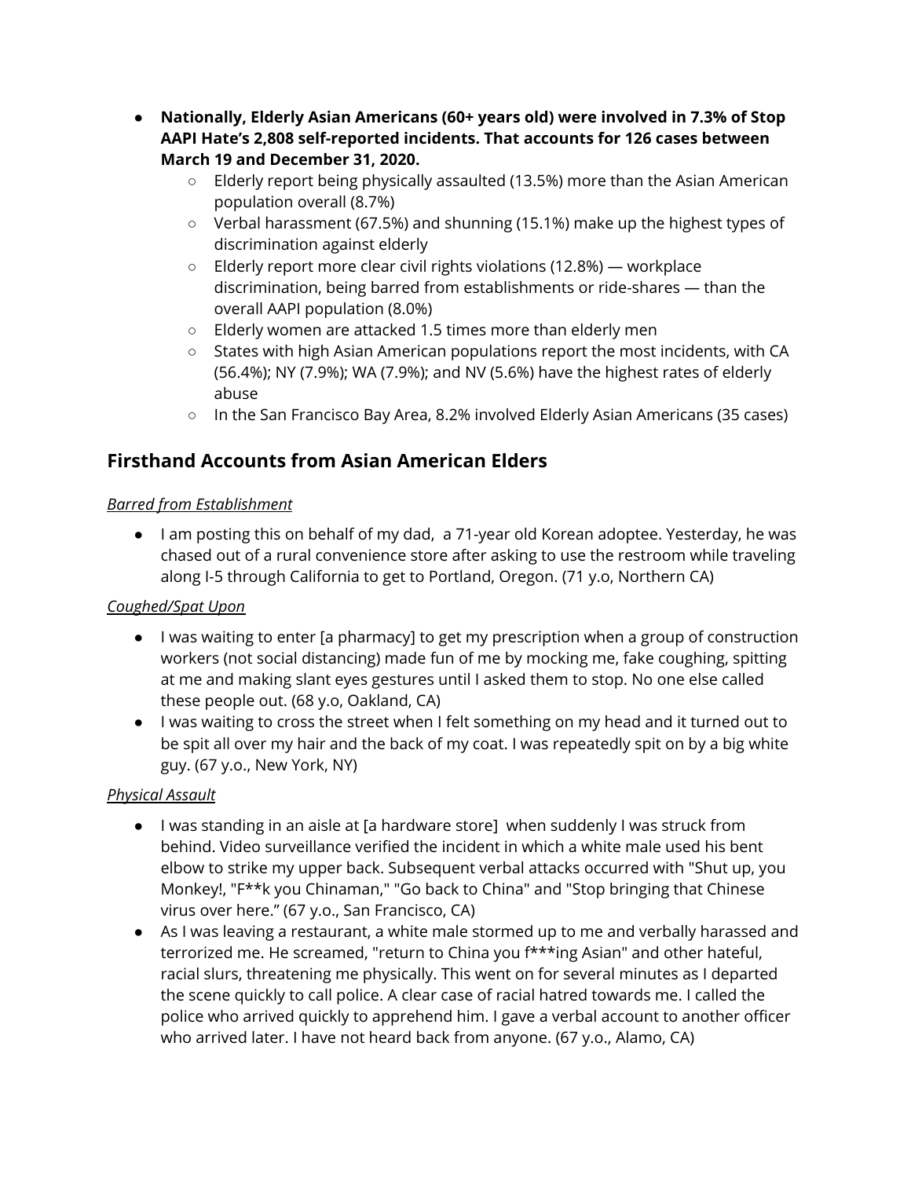- **Nationally, Elderly Asian Americans (60+ years old) were involved in 7.3% of Stop AAPI Hate's 2,808 self-reported incidents. That accounts for 126 cases between March 19 and December 31, 2020.**
    - Elderly report being physically assaulted (13.5%) more than the Asian American population overall (8.7%)
    - Verbal harassment (67.5%) and shunning (15.1%) make up the highest types of discrimination against elderly
    - Elderly report more clear civil rights violations (12.8%) — workplace discrimination, being barred from establishments or ride-shares — than the overall AAPI population (8.0%)
    - Elderly women are attacked 1.5 times more than elderly men
    - States with high Asian American populations report the most incidents, with CA (56.4%); NY (7.9%); WA (7.9%); and NV (5.6%) have the highest rates of elderly abuse
    - In the San Francisco Bay Area, 8.2% involved Elderly Asian Americans (35 cases)

## Firsthand Accounts from Asian American Elders

*Barred from Establishment*

- I am posting this on behalf of my dad, a 71-year old Korean adoptee. Yesterday, he was chased out of a rural convenience store after asking to use the restroom while traveling along I-5 through California to get to Portland, Oregon. (71 y.o, Northern CA)

*Coughed/Spat Upon*

- I was waiting to enter [a pharmacy] to get my prescription when a group of construction workers (not social distancing) made fun of me by mocking me, fake coughing, spitting at me and making slant eyes gestures until I asked them to stop. No one else called these people out. (68 y.o, Oakland, CA)
- I was waiting to cross the street when I felt something on my head and it turned out to be spit all over my hair and the back of my coat. I was repeatedly spit on by a big white guy. (67 y.o., New York, NY)

*Physical Assault*

- I was standing in an aisle at [a hardware store] when suddenly I was struck from behind. Video surveillance verified the incident in which a white male used his bent elbow to strike my upper back. Subsequent verbal attacks occurred with "Shut up, you Monkey!, "F**k you Chinaman," "Go back to China" and "Stop bringing that Chinese virus over here." (67 y.o., San Francisco, CA)
- As I was leaving a restaurant, a white male stormed up to me and verbally harassed and terrorized me. He screamed, "return to China you f***ing Asian" and other hateful, racial slurs, threatening me physically. This went on for several minutes as I departed the scene quickly to call police. A clear case of racial hatred towards me. I called the police who arrived quickly to apprehend him. I gave a verbal account to another officer who arrived later. I have not heard back from anyone. (67 y.o., Alamo, CA)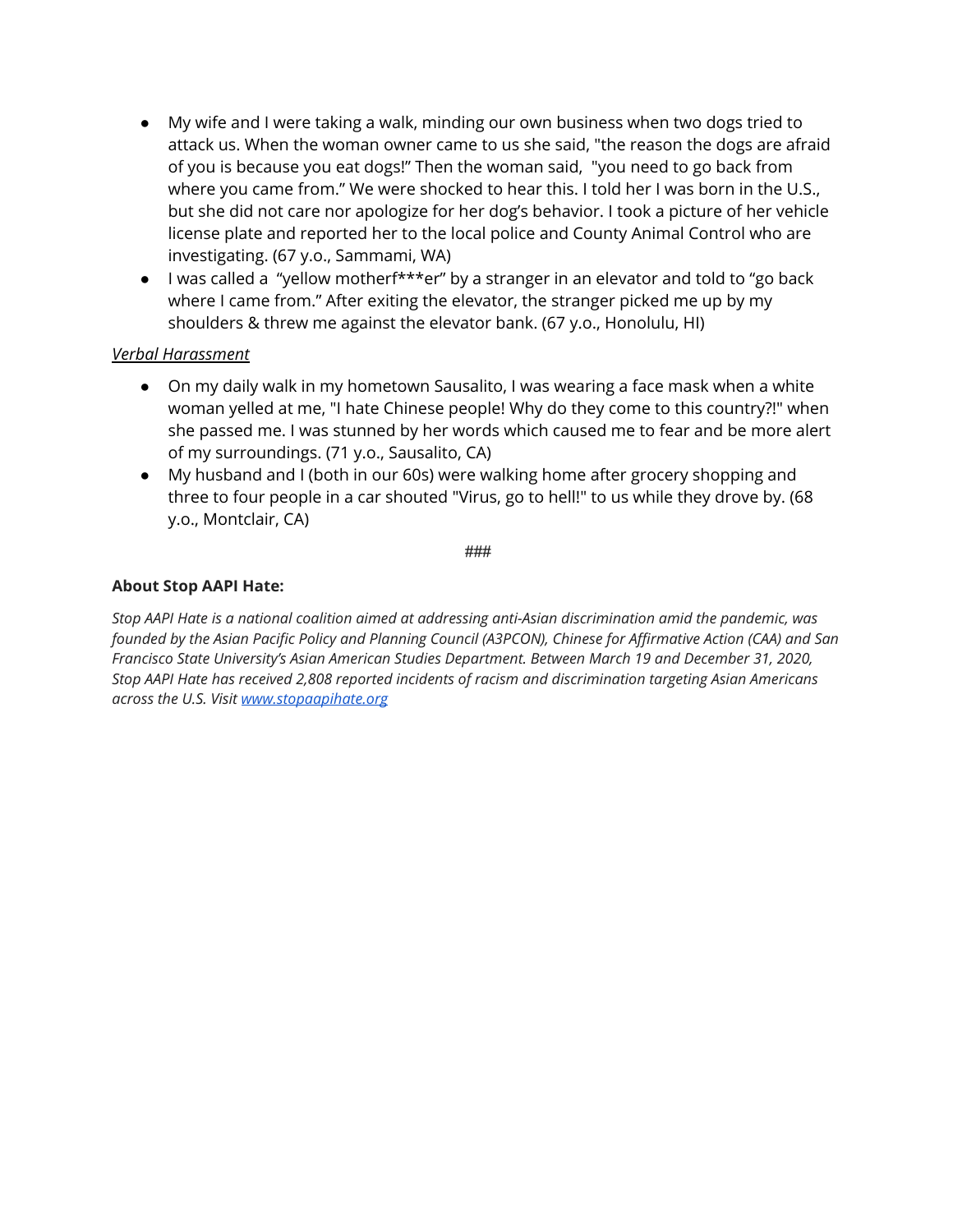- My wife and I were taking a walk, minding our own business when two dogs tried to attack us. When the woman owner came to us she said, "the reason the dogs are afraid of you is because you eat dogs!" Then the woman said, "you need to go back from where you came from." We were shocked to hear this. I told her I was born in the U.S., but she did not care nor apologize for her dog's behavior. I took a picture of her vehicle license plate and reported her to the local police and County Animal Control who are investigating. (67 y.o., Sammami, WA)
- I was called a "yellow motherf***er" by a stranger in an elevator and told to "go back where I came from." After exiting the elevator, the stranger picked me up by my shoulders & threw me against the elevator bank. (67 y.o., Honolulu, HI)

*Verbal Harassment*

- On my daily walk in my hometown Sausalito, I was wearing a face mask when a white woman yelled at me, "I hate Chinese people! Why do they come to this country?!" when she passed me. I was stunned by her words which caused me to fear and be more alert of my surroundings. (71 y.o., Sausalito, CA)
- My husband and I (both in our 60s) were walking home after grocery shopping and three to four people in a car shouted "Virus, go to hell!" to us while they drove by. (68 y.o., Montclair, CA)

###

**About Stop AAPI Hate:**

*Stop AAPI Hate is a national coalition aimed at addressing anti-Asian discrimination amid the pandemic, was founded by the Asian Pacific Policy and Planning Council (A3PCON), Chinese for Affirmative Action (CAA) and San Francisco State University's Asian American Studies Department. Between March 19 and December 31, 2020, Stop AAPI Hate has received 2,808 reported incidents of racism and discrimination targeting Asian Americans across the U.S. Visit [www.stopaapihate.org](http://www.stopaapihate.org)*